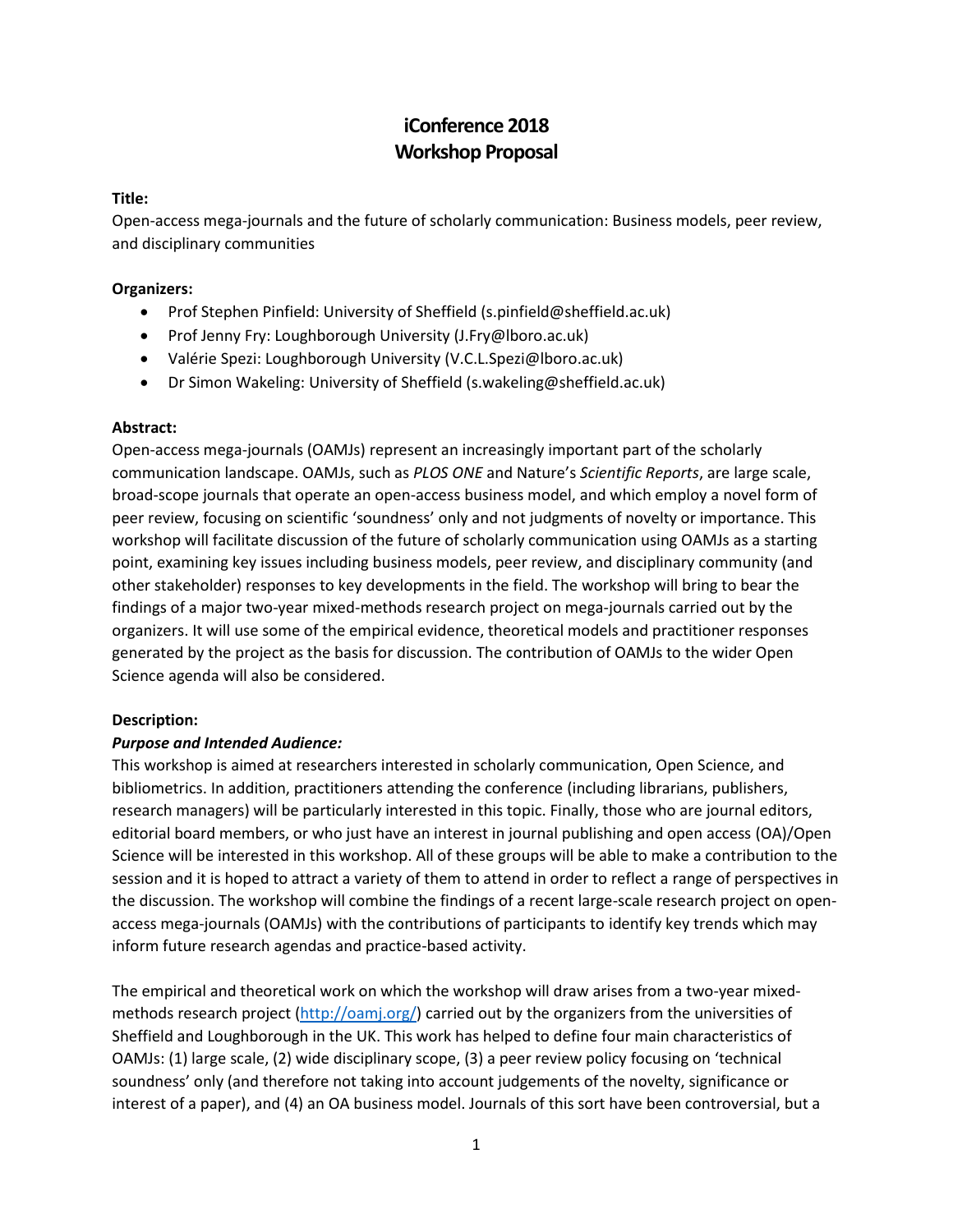# iConference 2018
# Workshop Proposal

**Title:**

Open-access mega-journals and the future of scholarly communication: Business models, peer review, and disciplinary communities

**Organizers:**

- Prof Stephen Pinfield: University of Sheffield (s.pinfield@sheffield.ac.uk)
- Prof Jenny Fry: Loughborough University (J.Fry@lboro.ac.uk)
- Valérie Spezi: Loughborough University (V.C.L.Spezi@lboro.ac.uk)
- Dr Simon Wakeling: University of Sheffield (s.wakeling@sheffield.ac.uk)

**Abstract:**

Open-access mega-journals (OAMJs) represent an increasingly important part of the scholarly communication landscape. OAMJs, such as *PLOS ONE* and Nature's *Scientific Reports*, are large scale, broad-scope journals that operate an open-access business model, and which employ a novel form of peer review, focusing on scientific 'soundness' only and not judgments of novelty or importance. This workshop will facilitate discussion of the future of scholarly communication using OAMJs as a starting point, examining key issues including business models, peer review, and disciplinary community (and other stakeholder) responses to key developments in the field. The workshop will bring to bear the findings of a major two-year mixed-methods research project on mega-journals carried out by the organizers. It will use some of the empirical evidence, theoretical models and practitioner responses generated by the project as the basis for discussion. The contribution of OAMJs to the wider Open Science agenda will also be considered.

**Description:**

***Purpose and Intended Audience:***

This workshop is aimed at researchers interested in scholarly communication, Open Science, and bibliometrics. In addition, practitioners attending the conference (including librarians, publishers, research managers) will be particularly interested in this topic. Finally, those who are journal editors, editorial board members, or who just have an interest in journal publishing and open access (OA)/Open Science will be interested in this workshop. All of these groups will be able to make a contribution to the session and it is hoped to attract a variety of them to attend in order to reflect a range of perspectives in the discussion. The workshop will combine the findings of a recent large-scale research project on open-access mega-journals (OAMJs) with the contributions of participants to identify key trends which may inform future research agendas and practice-based activity.

The empirical and theoretical work on which the workshop will draw arises from a two-year mixed-methods research project (http://oamj.org/) carried out by the organizers from the universities of Sheffield and Loughborough in the UK. This work has helped to define four main characteristics of OAMJs: (1) large scale, (2) wide disciplinary scope, (3) a peer review policy focusing on 'technical soundness' only (and therefore not taking into account judgements of the novelty, significance or interest of a paper), and (4) an OA business model. Journals of this sort have been controversial, but a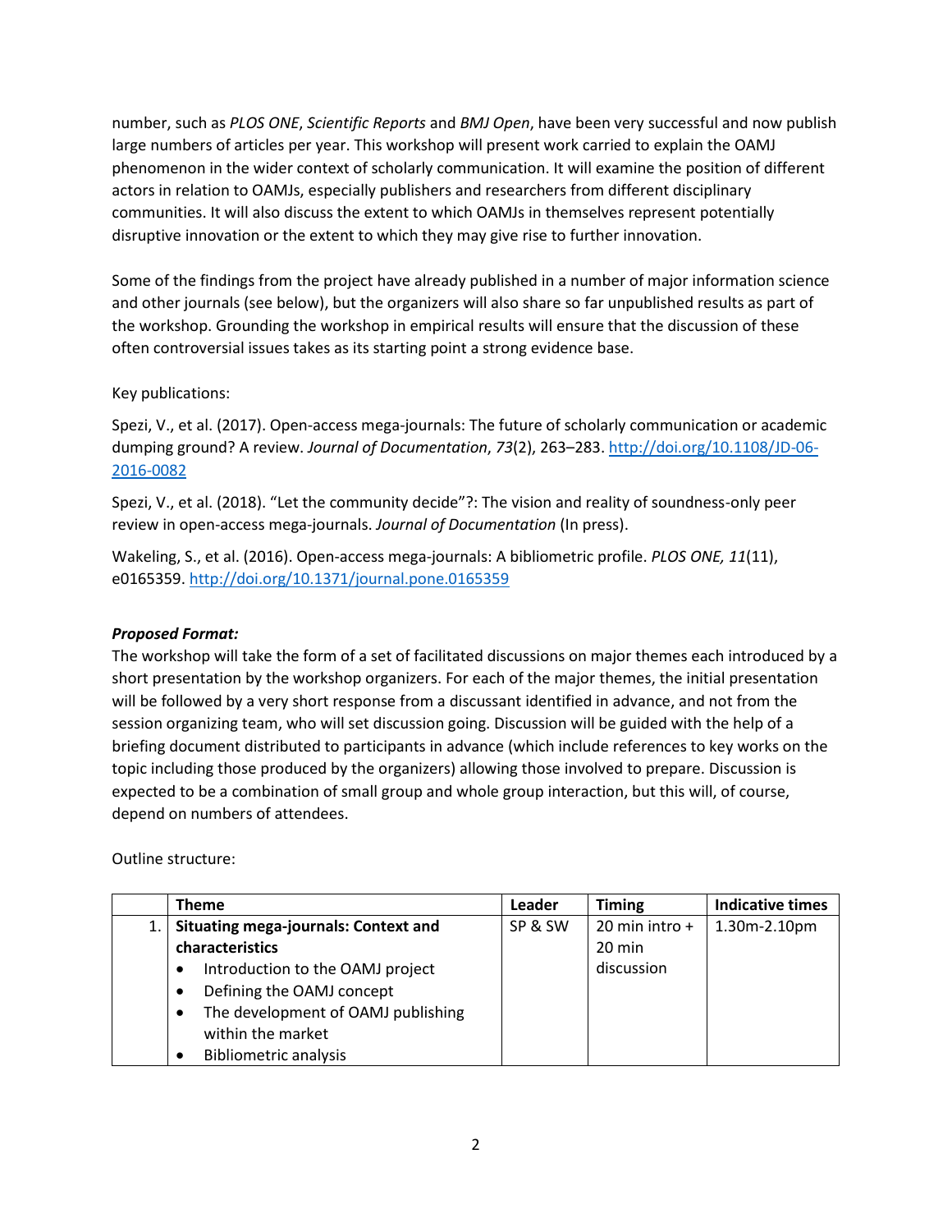number, such as *PLOS ONE*, *Scientific Reports* and *BMJ Open*, have been very successful and now publish large numbers of articles per year. This workshop will present work carried to explain the OAMJ phenomenon in the wider context of scholarly communication. It will examine the position of different actors in relation to OAMJs, especially publishers and researchers from different disciplinary communities. It will also discuss the extent to which OAMJs in themselves represent potentially disruptive innovation or the extent to which they may give rise to further innovation.

Some of the findings from the project have already published in a number of major information science and other journals (see below), but the organizers will also share so far unpublished results as part of the workshop. Grounding the workshop in empirical results will ensure that the discussion of these often controversial issues takes as its starting point a strong evidence base.

Key publications:

Spezi, V., et al. (2017). Open-access mega-journals: The future of scholarly communication or academic dumping ground? A review. *Journal of Documentation*, *73*(2), 263–283. http://doi.org/10.1108/JD-06-2016-0082

Spezi, V., et al. (2018). "Let the community decide"?: The vision and reality of soundness-only peer review in open-access mega-journals. *Journal of Documentation* (In press).

Wakeling, S., et al. (2016). Open-access mega-journals: A bibliometric profile. *PLOS ONE, 11*(11), e0165359. http://doi.org/10.1371/journal.pone.0165359

***Proposed Format:***

The workshop will take the form of a set of facilitated discussions on major themes each introduced by a short presentation by the workshop organizers. For each of the major themes, the initial presentation will be followed by a very short response from a discussant identified in advance, and not from the session organizing team, who will set discussion going. Discussion will be guided with the help of a briefing document distributed to participants in advance (which include references to key works on the topic including those produced by the organizers) allowing those involved to prepare. Discussion is expected to be a combination of small group and whole group interaction, but this will, of course, depend on numbers of attendees.

Outline structure:

| | Theme | Leader | Timing | Indicative times |
|---|---|---|---|---|
| 1. | **Situating mega-journals: Context and characteristics**<br>• Introduction to the OAMJ project<br>• Defining the OAMJ concept<br>• The development of OAMJ publishing within the market<br>• Bibliometric analysis | SP & SW | 20 min intro + 20 min discussion | 1.30m-2.10pm |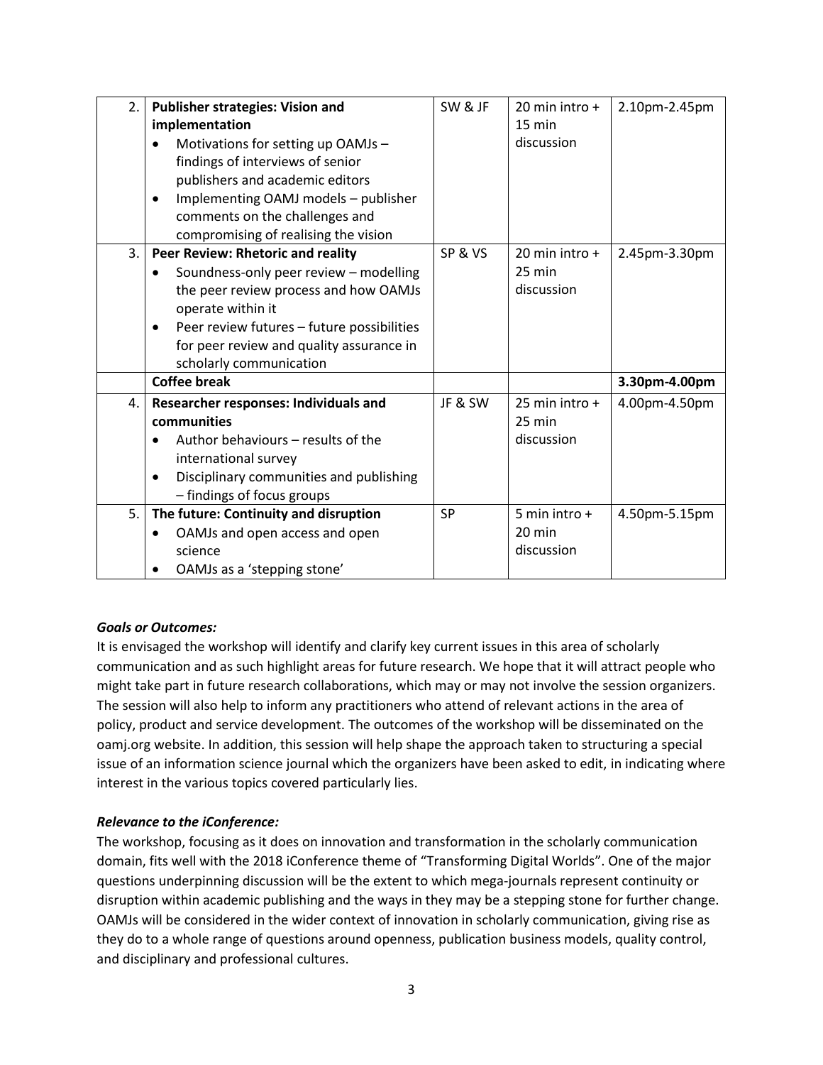| 2. | **Publisher strategies: Vision and implementation** <br> • Motivations for setting up OAMJs – findings of interviews of senior publishers and academic editors <br> • Implementing OAMJ models – publisher comments on the challenges and compromising of realising the vision | SW & JF | 20 min intro + 15 min discussion | 2.10pm-2.45pm |
|---|---|---|---|---|
| 3. | **Peer Review: Rhetoric and reality** <br> • Soundness-only peer review – modelling the peer review process and how OAMJs operate within it <br> • Peer review futures – future possibilities for peer review and quality assurance in scholarly communication | SP & VS | 20 min intro + 25 min discussion | 2.45pm-3.30pm |
| | **Coffee break** | | | **3.30pm-4.00pm** |
| 4. | **Researcher responses: Individuals and communities** <br> • Author behaviours – results of the international survey <br> • Disciplinary communities and publishing – findings of focus groups | JF & SW | 25 min intro + 25 min discussion | 4.00pm-4.50pm |
| 5. | **The future: Continuity and disruption** <br> • OAMJs and open access and open science <br> • OAMJs as a 'stepping stone' | SP | 5 min intro + 20 min discussion | 4.50pm-5.15pm |

***Goals or Outcomes:***

It is envisaged the workshop will identify and clarify key current issues in this area of scholarly communication and as such highlight areas for future research. We hope that it will attract people who might take part in future research collaborations, which may or may not involve the session organizers. The session will also help to inform any practitioners who attend of relevant actions in the area of policy, product and service development. The outcomes of the workshop will be disseminated on the oamj.org website. In addition, this session will help shape the approach taken to structuring a special issue of an information science journal which the organizers have been asked to edit, in indicating where interest in the various topics covered particularly lies.

***Relevance to the iConference:***

The workshop, focusing as it does on innovation and transformation in the scholarly communication domain, fits well with the 2018 iConference theme of "Transforming Digital Worlds". One of the major questions underpinning discussion will be the extent to which mega-journals represent continuity or disruption within academic publishing and the ways in they may be a stepping stone for further change. OAMJs will be considered in the wider context of innovation in scholarly communication, giving rise as they do to a whole range of questions around openness, publication business models, quality control, and disciplinary and professional cultures.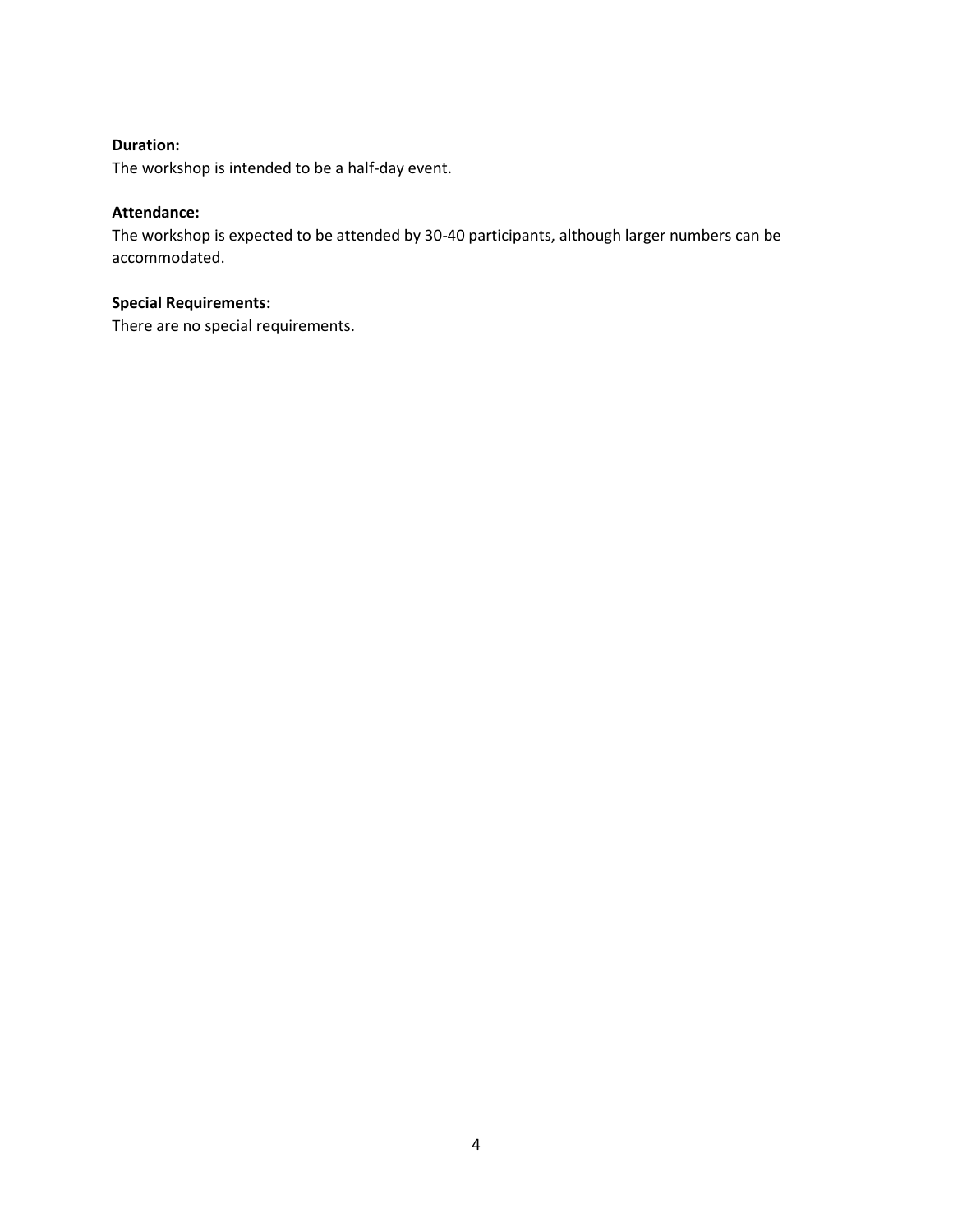**Duration:**
The workshop is intended to be a half-day event.

**Attendance:**
The workshop is expected to be attended by 30-40 participants, although larger numbers can be accommodated.

**Special Requirements:**
There are no special requirements.